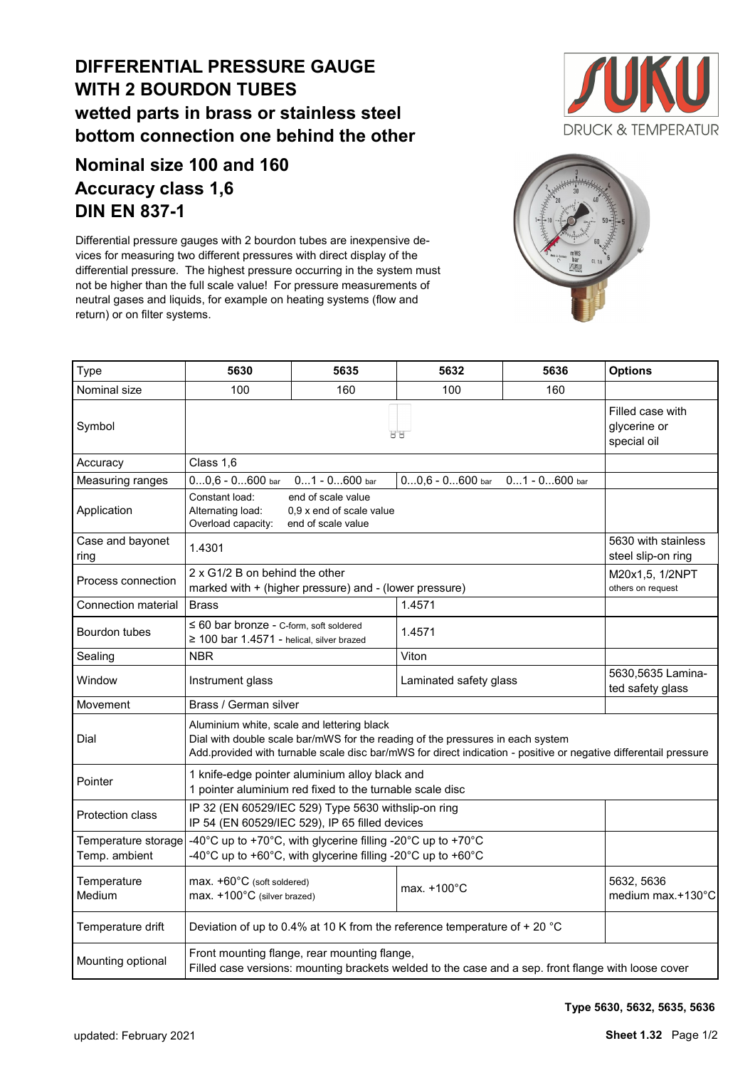# DIFFERENTIAL PRESSURE GAUGE WITH 2 BOURDON TUBES

## wetted parts in brass or stainless steel bottom connection one behind the other

## Nominal size 100 and 160
## Accuracy class 1,6
## DIN EN 837-1

Differential pressure gauges with 2 bourdon tubes are inexpensive devices for measuring two different pressures with direct display of the differential pressure. The highest pressure occurring in the system must not be higher than the full scale value! For pressure measurements of neutral gases and liquids, for example on heating systems (flow and return) or on filter systems.

| Type | 5630 | 5635 | 5632 | 5636 | Options |
|---|---|---|---|---|---|
| Nominal size | 100 | 160 | 100 | 160 | |
| Symbol | | | | | Filled case with glycerine or special oil |
| Accuracy | Class 1,6 | | | | |
| Measuring ranges | 0...0,6 - 0...600 bar | 0...1 - 0...600 bar | 0...0,6 - 0...600 bar | 0...1 - 0...600 bar | |
| Application | Constant load: end of scale value<br>Alternating load: 0,9 x end of scale value<br>Overload capacity: end of scale value | | | | |
| Case and bayonet ring | 1.4301 | | | | 5630 with stainless steel slip-on ring |
| Process connection | 2 x G1/2 B on behind the other<br>marked with + (higher pressure) and - (lower pressure) | | | | M20x1,5, 1/2NPT<br>others on request |
| Connection material | Brass | | 1.4571 | | |
| Bourdon tubes | ≤ 60 bar bronze - C-form, soft soldered<br>≥ 100 bar 1.4571 - helical, silver brazed | | 1.4571 | | |
| Sealing | NBR | | Viton | | |
| Window | Instrument glass | | Laminated safety glass | | 5630,5635 Laminated safety glass |
| Movement | Brass / German silver | | | | |
| Dial | Aluminium white, scale and lettering black<br>Dial with double scale bar/mWS for the reading of the pressures in each system<br>Add.provided with turnable scale disc bar/mWS for direct indication - positive or negative differentail pressure | | | | |
| Pointer | 1 knife-edge pointer aluminium alloy black and<br>1 pointer aluminium red fixed to the turnable scale disc | | | | |
| Protection class | IP 32 (EN 60529/IEC 529) Type 5630 withslip-on ring<br>IP 54 (EN 60529/IEC 529), IP 65 filled devices | | | | |
| Temperature storage<br>Temp. ambient | -40°C up to +70°C, with glycerine filling -20°C up to +70°C<br>-40°C up to +60°C, with glycerine filling -20°C up to +60°C | | | | |
| Temperature Medium | max. +60°C (soft soldered)<br>max. +100°C (silver brazed) | | max. +100°C | | 5632, 5636 medium max.+130°C |
| Temperature drift | Deviation of up to 0.4% at 10 K from the reference temperature of + 20 °C | | | | |
| Mounting optional | Front mounting flange, rear mounting flange,<br>Filled case versions: mounting brackets welded to the case and a sep. front flange with loose cover | | | | |

**Type 5630, 5632, 5635, 5636**

updated: February 2021

**Sheet 1.32**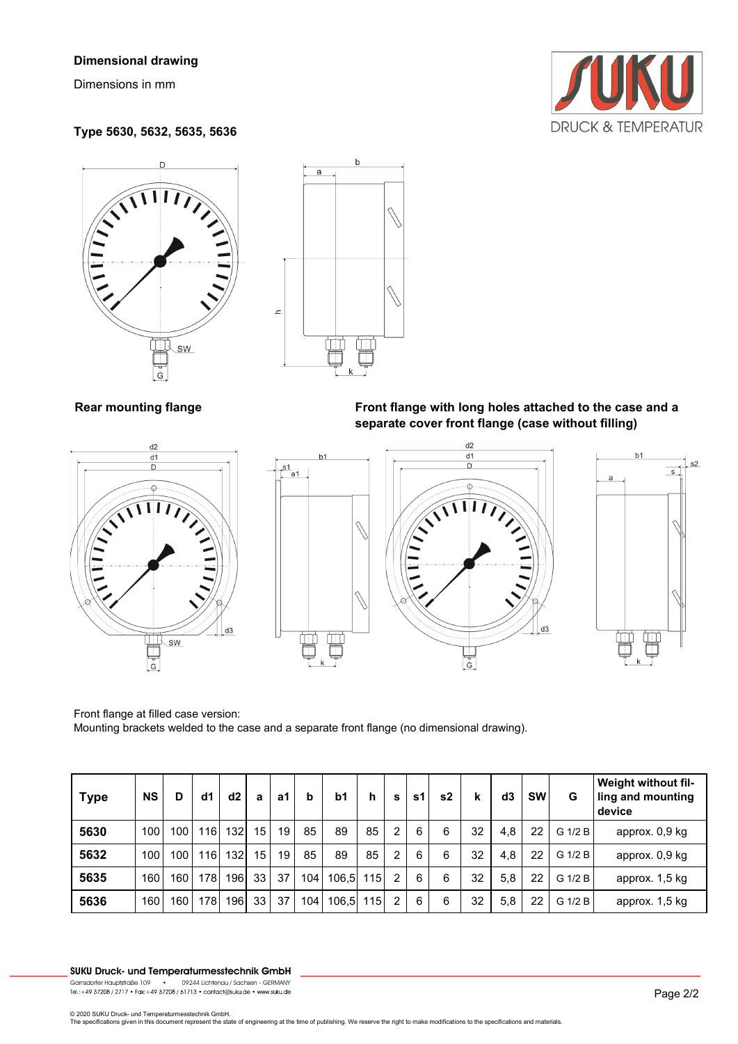## Dimensional drawing

Dimensions in mm

### Type 5630, 5632, 5635, 5636

D

a

b

h

SW

G

k

**Rear mounting flange**

d2

d1

D

s1

a1

b1

d3

SW

G

k

**Front flange with long holes attached to the case and a separate cover front flange (case without filling)**

d2

d1

D

b1

s2

s

a

d3

G

k

Front flange at filled case version:
Mounting brackets welded to the case and a separate front flange (no dimensional drawing).

| Type | NS | D | d1 | d2 | a | a1 | b | b1 | h | s | s1 | s2 | k | d3 | SW | G | Weight without filling and mounting device |
|---|---|---|---|---|---|---|---|---|---|---|---|---|---|---|---|---|---|
| **5630** | 100 | 100 | 116 | 132 | 15 | 19 | 85 | 89 | 85 | 2 | 6 | 6 | 32 | 4,8 | 22 | G 1/2 B | approx. 0,9 kg |
| **5632** | 100 | 100 | 116 | 132 | 15 | 19 | 85 | 89 | 85 | 2 | 6 | 6 | 32 | 4,8 | 22 | G 1/2 B | approx. 0,9 kg |
| **5635** | 160 | 160 | 178 | 196 | 33 | 37 | 104 | 106,5 | 115 | 2 | 6 | 6 | 32 | 5,8 | 22 | G 1/2 B | approx. 1,5 kg |
| **5636** | 160 | 160 | 178 | 196 | 33 | 37 | 104 | 106,5 | 115 | 2 | 6 | 6 | 32 | 5,8 | 22 | G 1/2 B | approx. 1,5 kg |

**SUKU Druck- und Temperaturmesstechnik GmbH**
Gornsdorfer Hauptstraße 109 • 09244 Lichtenau / Sachsen - GERMANY
Tel.:+49 37208 / 2717 • Fax:+49 37208 / 61713 • contact@suku.de • www.suku.de

© 2020 SUKU Druck- und Temperaturmesstechnik GmbH.
The specifications given in this document represent the state of engineering at the time of publishing. We reserve the right to make modifications to the specifications and materials.